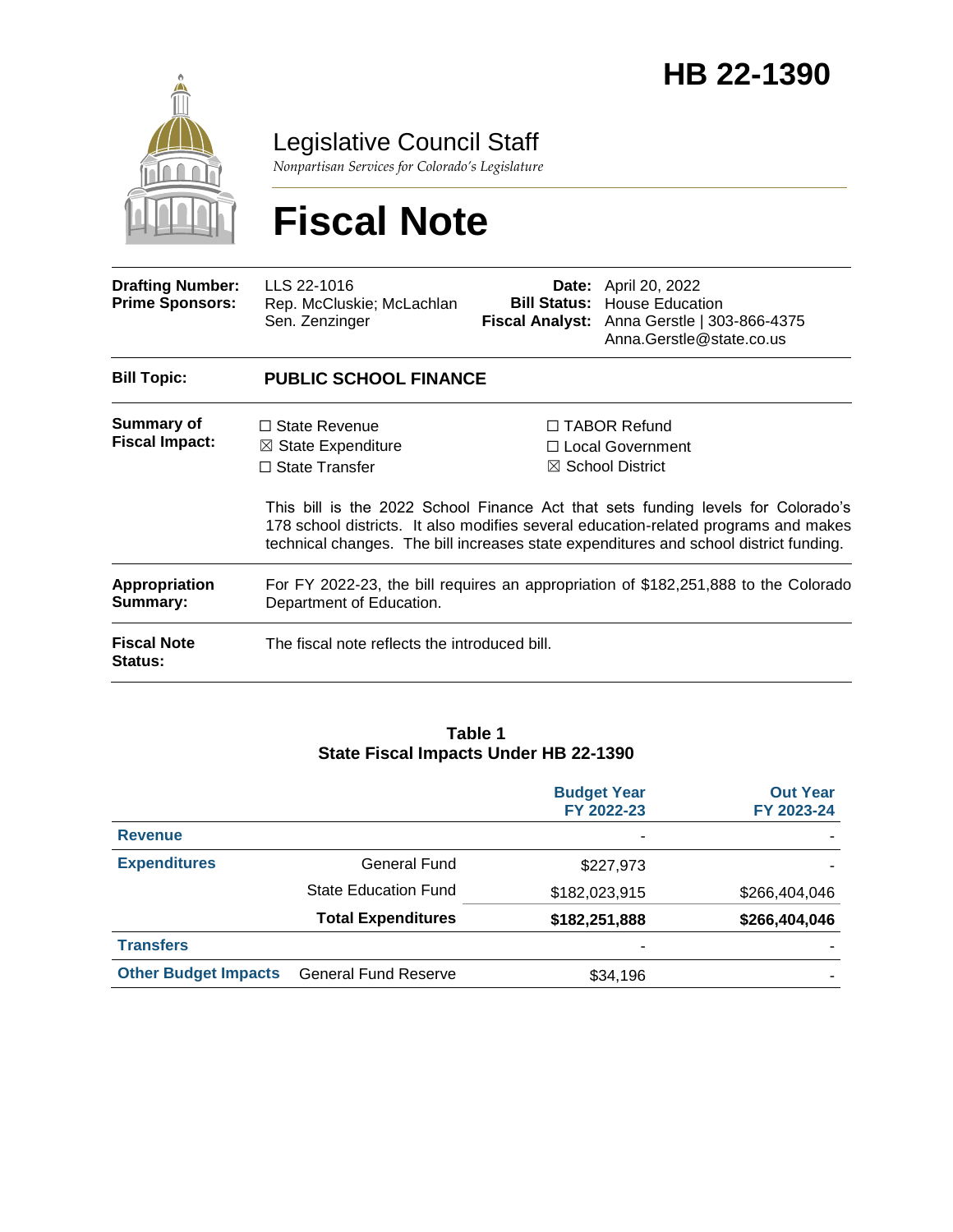# HB 22-1390

## Legislative Council Staff

*Nonpartisan Services for Colorado's Legislature*

# Fiscal Note

| | | | |
|---|---|---|---|
| **Drafting Number:** | LLS 22-1016 | **Date:** | April 20, 2022 |
| **Prime Sponsors:** | Rep. McCluskie; McLachlan<br>Sen. Zenzinger | **Bill Status:** | House Education |
| | | **Fiscal Analyst:** | Anna Gerstle \| 303-866-4375<br>Anna.Gerstle@state.co.us |

| | |
|---|---|
| **Bill Topic:** | **PUBLIC SCHOOL FINANCE** |
| **Summary of Fiscal Impact:** | ☐ State Revenue<br>☒ State Expenditure<br>☐ State Transfer<br>☐ TABOR Refund<br>☐ Local Government<br>☒ School District<br><br>This bill is the 2022 School Finance Act that sets funding levels for Colorado's 178 school districts. It also modifies several education-related programs and makes technical changes. The bill increases state expenditures and school district funding. |
| **Appropriation Summary:** | For FY 2022-23, the bill requires an appropriation of $182,251,888 to the Colorado Department of Education. |
| **Fiscal Note Status:** | The fiscal note reflects the introduced bill. |

**Table 1**
**State Fiscal Impacts Under HB 22-1390**

| | | Budget Year FY 2022-23 | Out Year FY 2023-24 |
|---|---|---|---|
| **Revenue** | | - | - |
| **Expenditures** | General Fund | $227,973 | - |
| | State Education Fund | $182,023,915 | $266,404,046 |
| | **Total Expenditures** | **$182,251,888** | **$266,404,046** |
| **Transfers** | | - | - |
| **Other Budget Impacts** | General Fund Reserve | $34,196 | - |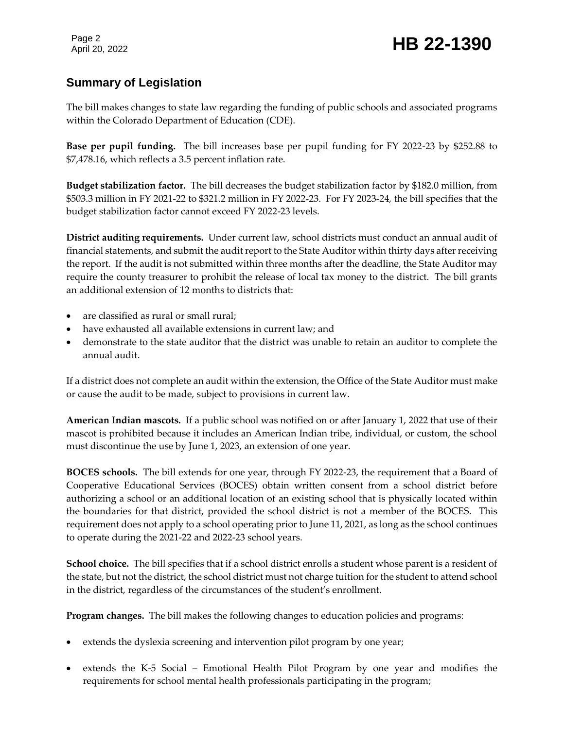## Summary of Legislation

The bill makes changes to state law regarding the funding of public schools and associated programs within the Colorado Department of Education (CDE).

**Base per pupil funding.** The bill increases base per pupil funding for FY 2022-23 by $252.88 to $7,478.16, which reflects a 3.5 percent inflation rate.

**Budget stabilization factor.** The bill decreases the budget stabilization factor by $182.0 million, from $503.3 million in FY 2021-22 to $321.2 million in FY 2022-23. For FY 2023-24, the bill specifies that the budget stabilization factor cannot exceed FY 2022-23 levels.

**District auditing requirements.** Under current law, school districts must conduct an annual audit of financial statements, and submit the audit report to the State Auditor within thirty days after receiving the report. If the audit is not submitted within three months after the deadline, the State Auditor may require the county treasurer to prohibit the release of local tax money to the district. The bill grants an additional extension of 12 months to districts that:

- are classified as rural or small rural;
- have exhausted all available extensions in current law; and
- demonstrate to the state auditor that the district was unable to retain an auditor to complete the annual audit.

If a district does not complete an audit within the extension, the Office of the State Auditor must make or cause the audit to be made, subject to provisions in current law.

**American Indian mascots.** If a public school was notified on or after January 1, 2022 that use of their mascot is prohibited because it includes an American Indian tribe, individual, or custom, the school must discontinue the use by June 1, 2023, an extension of one year.

**BOCES schools.** The bill extends for one year, through FY 2022-23, the requirement that a Board of Cooperative Educational Services (BOCES) obtain written consent from a school district before authorizing a school or an additional location of an existing school that is physically located within the boundaries for that district, provided the school district is not a member of the BOCES. This requirement does not apply to a school operating prior to June 11, 2021, as long as the school continues to operate during the 2021-22 and 2022-23 school years.

**School choice.** The bill specifies that if a school district enrolls a student whose parent is a resident of the state, but not the district, the school district must not charge tuition for the student to attend school in the district, regardless of the circumstances of the student's enrollment.

**Program changes.** The bill makes the following changes to education policies and programs:

- extends the dyslexia screening and intervention pilot program by one year;
- extends the K-5 Social – Emotional Health Pilot Program by one year and modifies the requirements for school mental health professionals participating in the program;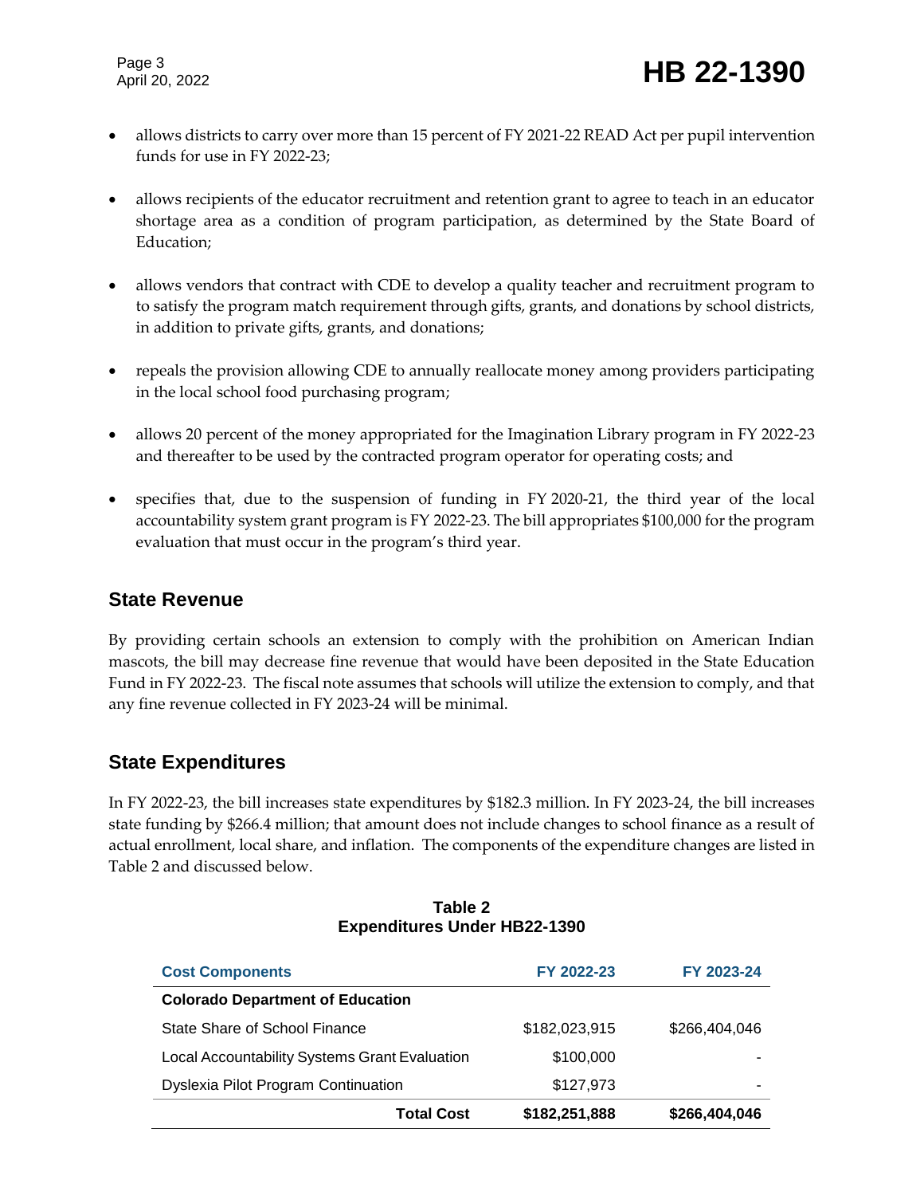- allows districts to carry over more than 15 percent of FY 2021-22 READ Act per pupil intervention funds for use in FY 2022-23;
- allows recipients of the educator recruitment and retention grant to agree to teach in an educator shortage area as a condition of program participation, as determined by the State Board of Education;
- allows vendors that contract with CDE to develop a quality teacher and recruitment program to to satisfy the program match requirement through gifts, grants, and donations by school districts, in addition to private gifts, grants, and donations;
- repeals the provision allowing CDE to annually reallocate money among providers participating in the local school food purchasing program;
- allows 20 percent of the money appropriated for the Imagination Library program in FY 2022-23 and thereafter to be used by the contracted program operator for operating costs; and
- specifies that, due to the suspension of funding in FY 2020-21, the third year of the local accountability system grant program is FY 2022-23. The bill appropriates $100,000 for the program evaluation that must occur in the program's third year.

## State Revenue

By providing certain schools an extension to comply with the prohibition on American Indian mascots, the bill may decrease fine revenue that would have been deposited in the State Education Fund in FY 2022-23. The fiscal note assumes that schools will utilize the extension to comply, and that any fine revenue collected in FY 2023-24 will be minimal.

## State Expenditures

In FY 2022-23, the bill increases state expenditures by $182.3 million. In FY 2023-24, the bill increases state funding by $266.4 million; that amount does not include changes to school finance as a result of actual enrollment, local share, and inflation. The components of the expenditure changes are listed in Table 2 and discussed below.

**Table 2**
**Expenditures Under HB22-1390**

| Cost Components | FY 2022-23 | FY 2023-24 |
|---|---|---|
| **Colorado Department of Education** | | |
| State Share of School Finance | $182,023,915 | $266,404,046 |
| Local Accountability Systems Grant Evaluation | $100,000 | - |
| Dyslexia Pilot Program Continuation | $127,973 | - |
| **Total Cost** | **$182,251,888** | **$266,404,046** |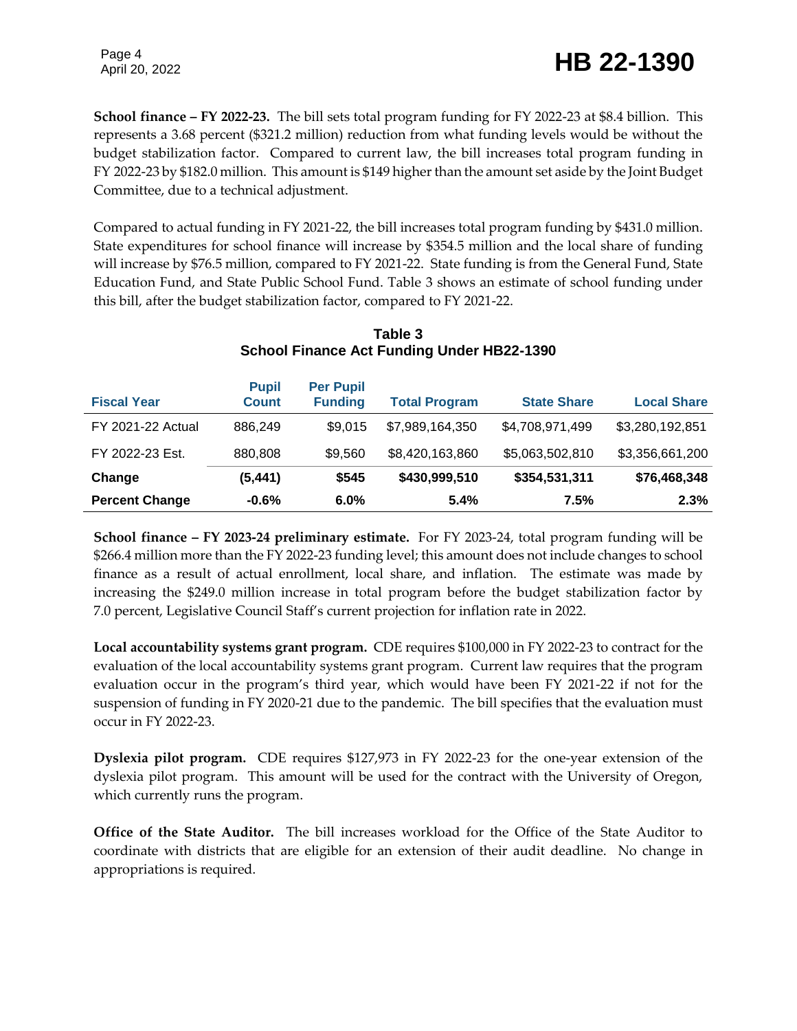**School finance – FY 2022-23.** The bill sets total program funding for FY 2022-23 at $8.4 billion. This represents a 3.68 percent ($321.2 million) reduction from what funding levels would be without the budget stabilization factor. Compared to current law, the bill increases total program funding in FY 2022-23 by $182.0 million. This amount is $149 higher than the amount set aside by the Joint Budget Committee, due to a technical adjustment.

Compared to actual funding in FY 2021-22, the bill increases total program funding by $431.0 million. State expenditures for school finance will increase by $354.5 million and the local share of funding will increase by $76.5 million, compared to FY 2021-22. State funding is from the General Fund, State Education Fund, and State Public School Fund. Table 3 shows an estimate of school funding under this bill, after the budget stabilization factor, compared to FY 2021-22.

**Table 3**
**School Finance Act Funding Under HB22-1390**

| Fiscal Year | Pupil Count | Per Pupil Funding | Total Program | State Share | Local Share |
|---|---|---|---|---|---|
| FY 2021-22 Actual | 886,249 | $9,015 | $7,989,164,350 | $4,708,971,499 | $3,280,192,851 |
| FY 2022-23 Est. | 880,808 | $9,560 | $8,420,163,860 | $5,063,502,810 | $3,356,661,200 |
| **Change** | **(5,441)** | **$545** | **$430,999,510** | **$354,531,311** | **$76,468,348** |
| **Percent Change** | **-0.6%** | **6.0%** | **5.4%** | **7.5%** | **2.3%** |

**School finance – FY 2023-24 preliminary estimate.** For FY 2023-24, total program funding will be $266.4 million more than the FY 2022-23 funding level; this amount does not include changes to school finance as a result of actual enrollment, local share, and inflation. The estimate was made by increasing the $249.0 million increase in total program before the budget stabilization factor by 7.0 percent, Legislative Council Staff's current projection for inflation rate in 2022.

**Local accountability systems grant program.** CDE requires $100,000 in FY 2022-23 to contract for the evaluation of the local accountability systems grant program. Current law requires that the program evaluation occur in the program's third year, which would have been FY 2021-22 if not for the suspension of funding in FY 2020-21 due to the pandemic. The bill specifies that the evaluation must occur in FY 2022-23.

**Dyslexia pilot program.** CDE requires $127,973 in FY 2022-23 for the one-year extension of the dyslexia pilot program. This amount will be used for the contract with the University of Oregon, which currently runs the program.

**Office of the State Auditor.** The bill increases workload for the Office of the State Auditor to coordinate with districts that are eligible for an extension of their audit deadline. No change in appropriations is required.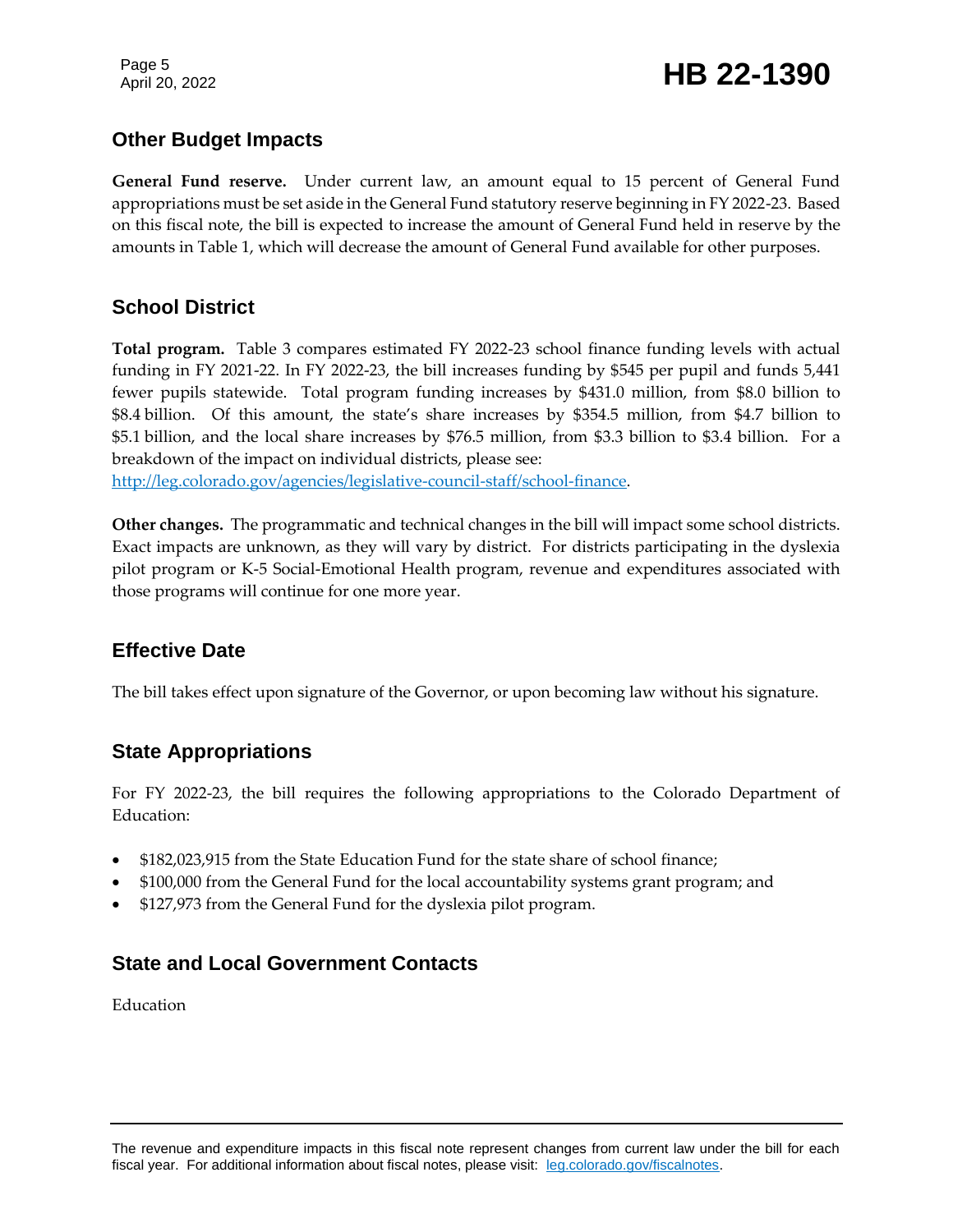## Other Budget Impacts

**General Fund reserve.** Under current law, an amount equal to 15 percent of General Fund appropriations must be set aside in the General Fund statutory reserve beginning in FY 2022-23. Based on this fiscal note, the bill is expected to increase the amount of General Fund held in reserve by the amounts in Table 1, which will decrease the amount of General Fund available for other purposes.

## School District

**Total program.** Table 3 compares estimated FY 2022-23 school finance funding levels with actual funding in FY 2021-22. In FY 2022-23, the bill increases funding by $545 per pupil and funds 5,441 fewer pupils statewide. Total program funding increases by $431.0 million, from $8.0 billion to $8.4 billion. Of this amount, the state's share increases by $354.5 million, from $4.7 billion to $5.1 billion, and the local share increases by $76.5 million, from $3.3 billion to $3.4 billion. For a breakdown of the impact on individual districts, please see: [http://leg.colorado.gov/agencies/legislative-council-staff/school-finance](http://leg.colorado.gov/agencies/legislative-council-staff/school-finance).

**Other changes.** The programmatic and technical changes in the bill will impact some school districts. Exact impacts are unknown, as they will vary by district. For districts participating in the dyslexia pilot program or K-5 Social-Emotional Health program, revenue and expenditures associated with those programs will continue for one more year.

## Effective Date

The bill takes effect upon signature of the Governor, or upon becoming law without his signature.

## State Appropriations

For FY 2022-23, the bill requires the following appropriations to the Colorado Department of Education:

- $182,023,915 from the State Education Fund for the state share of school finance;
- $100,000 from the General Fund for the local accountability systems grant program; and
- $127,973 from the General Fund for the dyslexia pilot program.

## State and Local Government Contacts

Education

The revenue and expenditure impacts in this fiscal note represent changes from current law under the bill for each fiscal year. For additional information about fiscal notes, please visit: [leg.colorado.gov/fiscalnotes](leg.colorado.gov/fiscalnotes).